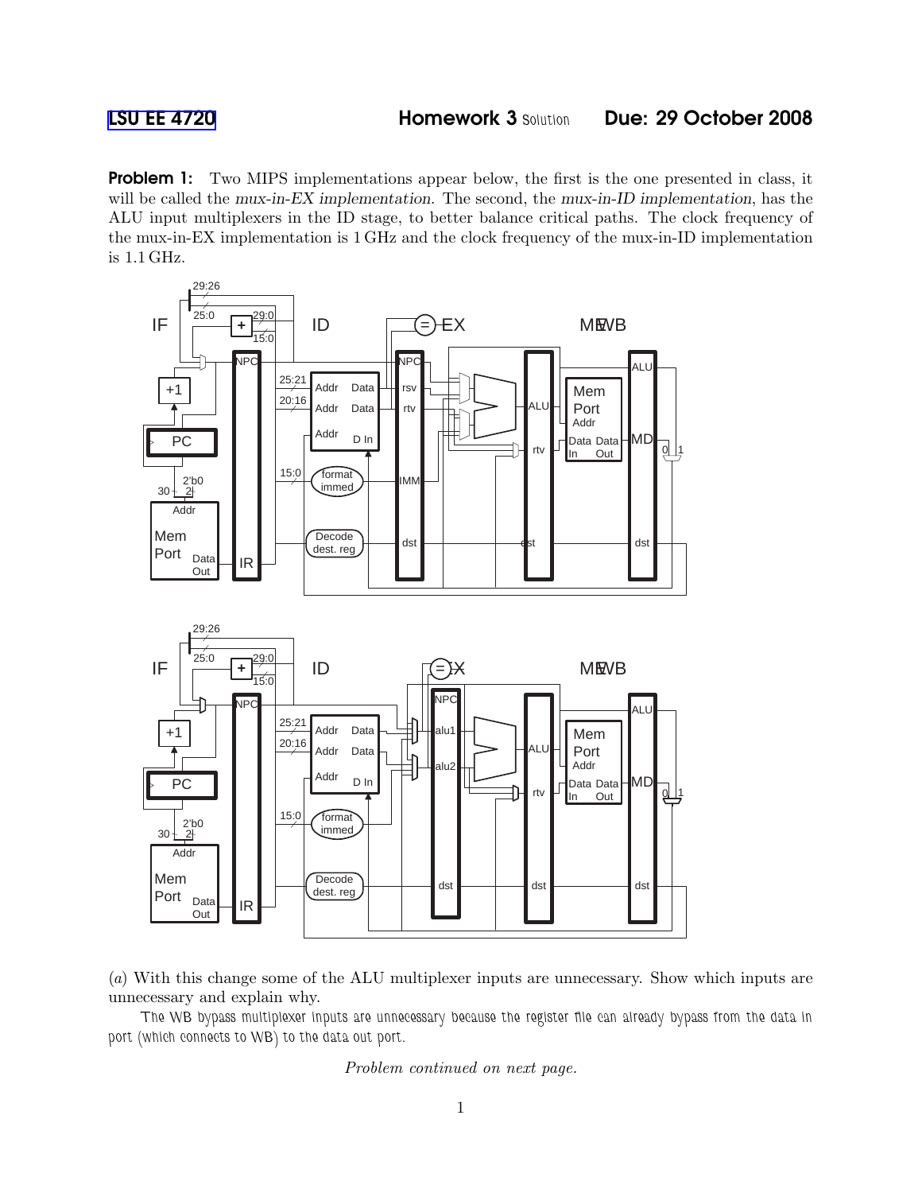LSU EE 4720 **Homework 3** Solution **Due: 29 October 2008**

**Problem 1:** Two MIPS implementations appear below, the first is the one presented in class, it will be called the *mux-in-EX implementation*. The second, the *mux-in-ID implementation*, has the ALU input multiplexers in the ID stage, to better balance critical paths. The clock frequency of the mux-in-EX implementation is 1 GHz and the clock frequency of the mux-in-ID implementation is 1.1 GHz.

(*a*) With this change some of the ALU multiplexer inputs are unnecessary. Show which inputs are unnecessary and explain why.

The WB bypass multiplexer inputs are unnecessary because the register file can already bypass from the data in port (which connects to WB) to the data out port.

*Problem continued on next page.*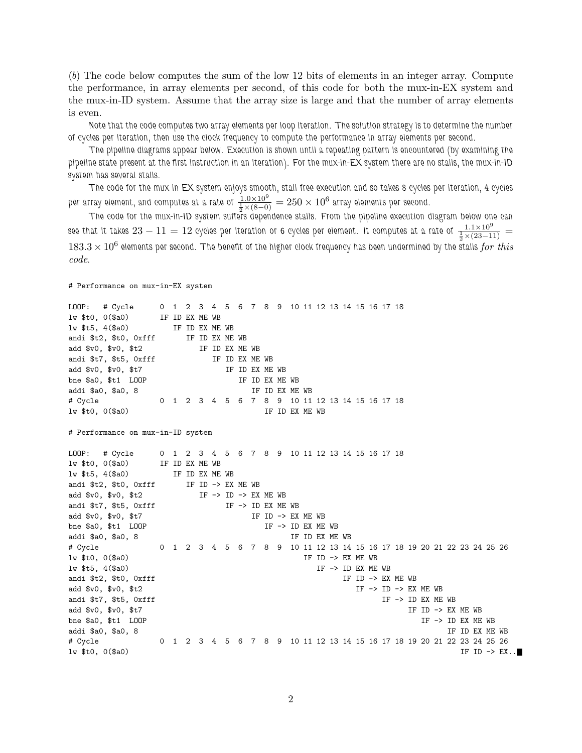(*b*) The code below computes the sum of the low 12 bits of elements in an integer array. Compute the performance, in array elements per second, of this code for both the mux-in-EX system and the mux-in-ID system. Assume that the array size is large and that the number of array elements is even.

Note that the code computes two array elements per loop iteration. The solution strategy is to determine the number of cycles per iteration, then use the clock frequency to compute the performance in array elements per second.

The pipeline diagrams appear below. Execution is shown until a repeating pattern is encountered (by examining the pipeline state present at the first instruction in an iteration). For the mux-in-EX system there are no stalls, the mux-in-ID system has several stalls.

The code for the mux-in-EX system enjoys smooth, stall-free execution and so takes 8 cycles per iteration, 4 cycles per array element, and computes at a rate of $\frac{1.0\times10^9}{\frac{1}{2}\times(8-0)} = 250\times10^6$ array elements per second.

The code for the mux-in-ID system suffers dependence stalls. From the pipeline execution diagram below one can see that it takes $23-11=12$ cycles per iteration or 6 cycles per element. It computes at a rate of $\frac{1.1\times10^9}{\frac{1}{2}\times(23-11)} = 183.3\times10^6$ elements per second. The benefit of the higher clock frequency has been undermined by the stalls *for this code*.

```
# Performance on mux-in-EX system

LOOP:   # Cycle      0  1  2  3  4  5  6  7  8  9  10 11 12 13 14 15 16 17 18
lw $t0, 0($a0)       IF ID EX ME WB
lw $t5, 4($a0)          IF ID EX ME WB
andi $t2, $t0, 0xfff       IF ID EX ME WB
add $v0, $v0, $t2             IF ID EX ME WB
andi $t7, $t5, 0xfff             IF ID EX ME WB
add $v0, $v0, $t7                   IF ID EX ME WB
bne $a0, $t1  LOOP                     IF ID EX ME WB
addi $a0, $a0, 8                          IF ID EX ME WB
# Cycle              0  1  2  3  4  5  6  7  8  9  10 11 12 13 14 15 16 17 18
lw $t0, 0($a0)                                       IF ID EX ME WB

# Performance on mux-in-ID system

LOOP:   # Cycle      0  1  2  3  4  5  6  7  8  9  10 11 12 13 14 15 16 17 18
lw $t0, 0($a0)       IF ID EX ME WB
lw $t5, 4($a0)          IF ID EX ME WB
andi $t2, $t0, 0xfff       IF ID -> EX ME WB
add $v0, $v0, $t2             IF -> ID -> EX ME WB
andi $t7, $t5, 0xfff                IF -> ID EX ME WB
add $v0, $v0, $t7                         IF ID -> EX ME WB
bne $a0, $t1  LOOP                           IF -> ID EX ME WB
addi $a0, $a0, 8                                   IF ID EX ME WB
# Cycle              0  1  2  3  4  5  6  7  8  9  10 11 12 13 14 15 16 17 18 19 20 21 22 23 24 25 26
lw $t0, 0($a0)                                        IF ID -> EX ME WB
lw $t5, 4($a0)                                           IF -> ID EX ME WB
andi $t2, $t0, 0xfff                                           IF ID -> EX ME WB
add $v0, $v0, $t2                                                 IF -> ID -> EX ME WB
andi $t7, $t5, 0xfff                                                       IF -> ID EX ME WB
add $v0, $v0, $t7                                                                IF ID -> EX ME WB
bne $a0, $t1  LOOP                                                                  IF -> ID EX ME WB
addi $a0, $a0, 8                                                                          IF ID EX ME WB
# Cycle              0  1  2  3  4  5  6  7  8  9  10 11 12 13 14 15 16 17 18 19 20 21 22 23 24 25 26
lw $t0, 0($a0)                                                                               IF ID -> EX..
```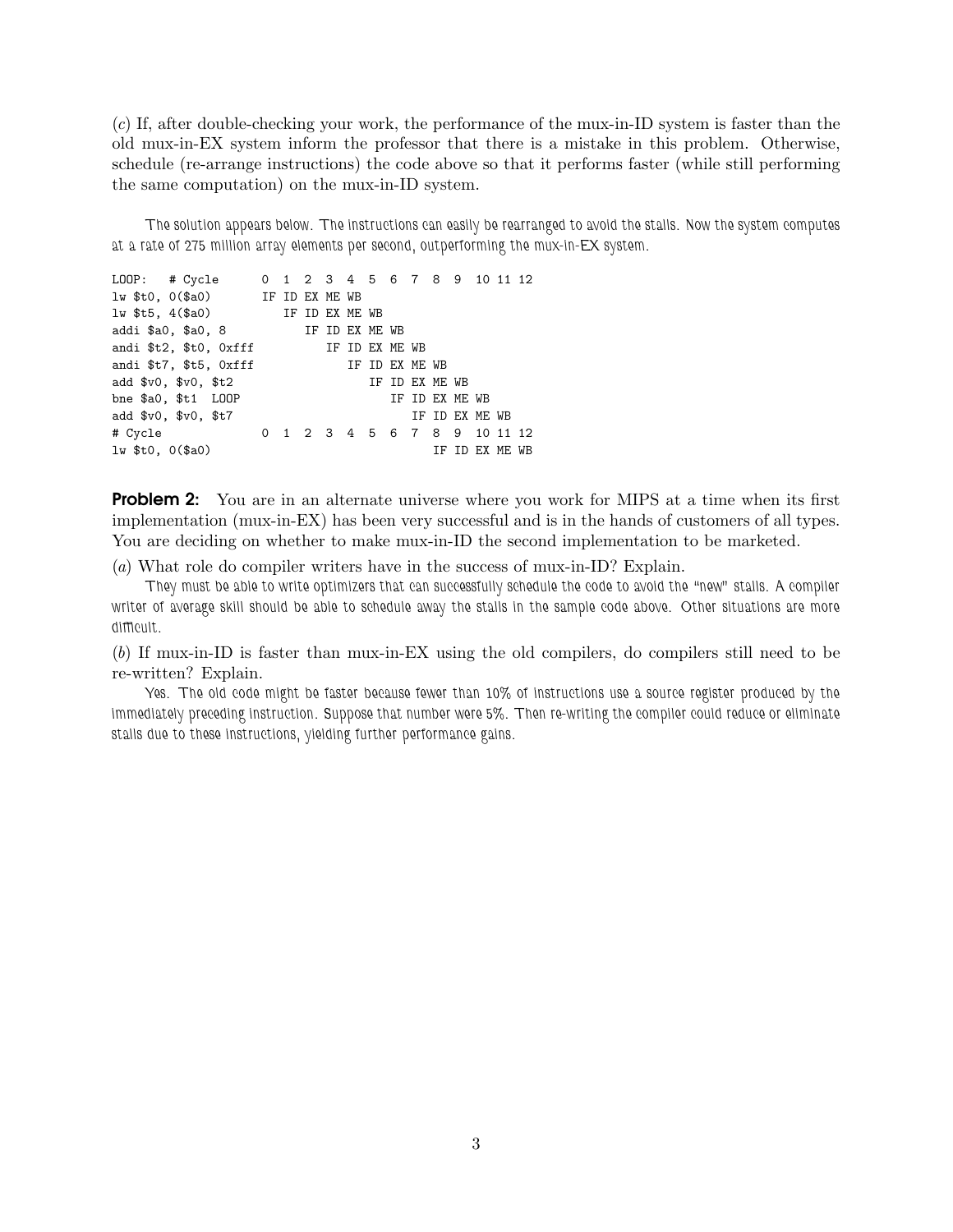(*c*) If, after double-checking your work, the performance of the mux-in-ID system is faster than the old mux-in-EX system inform the professor that there is a mistake in this problem. Otherwise, schedule (re-arrange instructions) the code above so that it performs faster (while still performing the same computation) on the mux-in-ID system.

The solution appears below. The instructions can easily be rearranged to avoid the stalls. Now the system computes at a rate of 275 million array elements per second, outperforming the mux-in-EX system.

```
LOOP:   # Cycle      0  1  2  3  4  5  6  7  8  9  10 11 12
lw $t0, 0($a0)       IF ID EX ME WB
lw $t5, 4($a0)          IF ID EX ME WB
addi $a0, $a0, 8           IF ID EX ME WB
andi $t2, $t0, 0xfff          IF ID EX ME WB
andi $t7, $t5, 0xfff             IF ID EX ME WB
add $v0, $v0, $t2                   IF ID EX ME WB
bne $a0, $t1  LOOP                     IF ID EX ME WB
add $v0, $v0, $t7                         IF ID EX ME WB
# Cycle              0  1  2  3  4  5  6  7  8  9  10 11 12
lw $t0, 0($a0)                                  IF ID EX ME WB
```

**Problem 2:** You are in an alternate universe where you work for MIPS at a time when its first implementation (mux-in-EX) has been very successful and is in the hands of customers of all types. You are deciding on whether to make mux-in-ID the second implementation to be marketed.

(*a*) What role do compiler writers have in the success of mux-in-ID? Explain.

They must be able to write optimizers that can successfully schedule the code to avoid the "new" stalls. A compiler writer of average skill should be able to schedule away the stalls in the sample code above. Other situations are more difficult.

(*b*) If mux-in-ID is faster than mux-in-EX using the old compilers, do compilers still need to be re-written? Explain.

Yes. The old code might be faster because fewer than 10% of instructions use a source register produced by the immediately preceding instruction. Suppose that number were 5%. Then re-writing the compiler could reduce or eliminate stalls due to these instructions, yielding further performance gains.